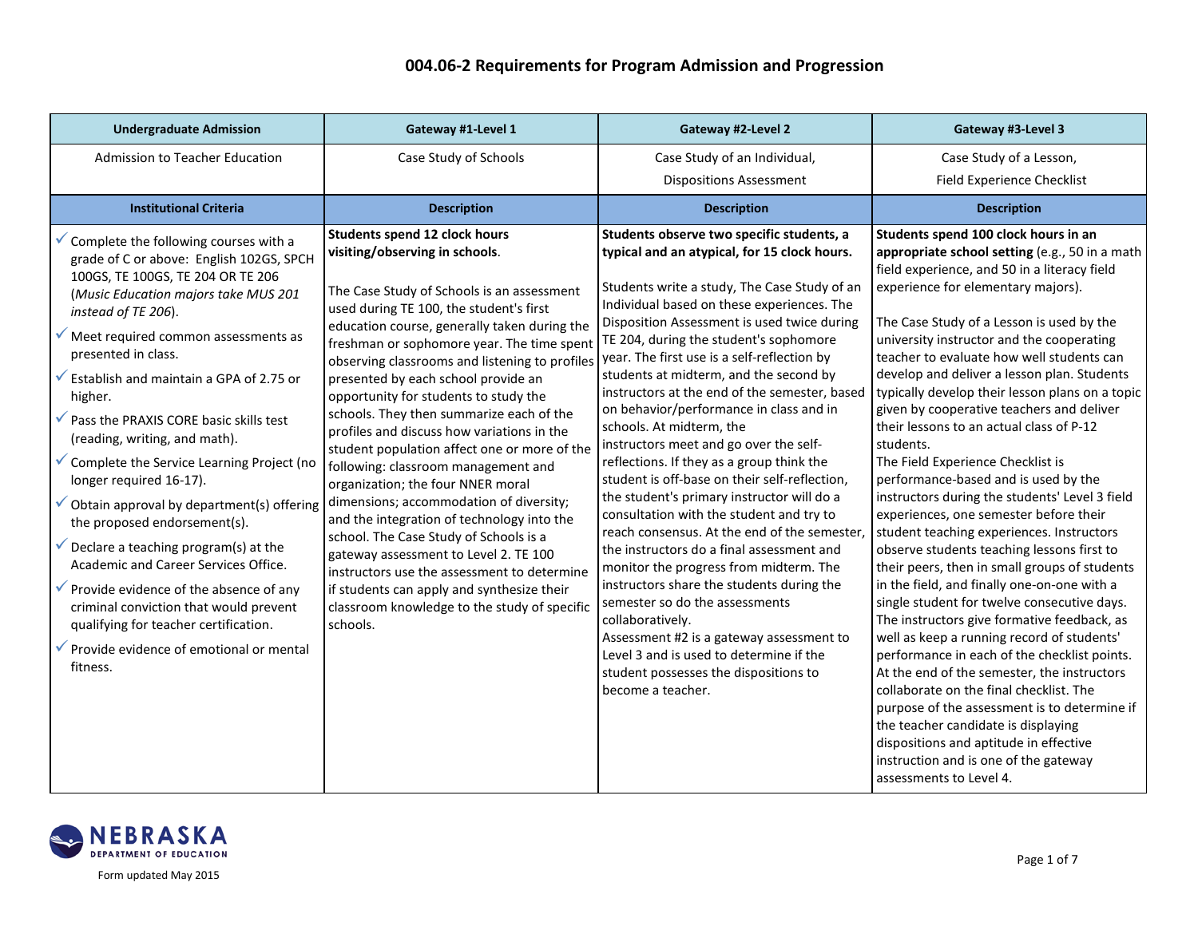# 004.06-2 Requirements for Program Admission and Progression

| Undergraduate Admission | Gateway #1-Level 1 | Gateway #2-Level 2 | Gateway #3-Level 3 |
|---|---|---|---|
| Admission to Teacher Education | Case Study of Schools | Case Study of an Individual, Dispositions Assessment | Case Study of a Lesson, Field Experience Checklist |
| **Institutional Criteria** | **Description** | **Description** | **Description** |
| ✓ Complete the following courses with a grade of C or above: English 102GS, SPCH 100GS, TE 100GS, TE 204 OR TE 206 (*Music Education majors take MUS 201 instead of TE 206*).<br>✓ Meet required common assessments as presented in class.<br>✓ Establish and maintain a GPA of 2.75 or higher.<br>✓ Pass the PRAXIS CORE basic skills test (reading, writing, and math).<br>✓ Complete the Service Learning Project (no longer required 16-17).<br>✓ Obtain approval by department(s) offering the proposed endorsement(s).<br>✓ Declare a teaching program(s) at the Academic and Career Services Office.<br>✓ Provide evidence of the absence of any criminal conviction that would prevent qualifying for teacher certification.<br>✓ Provide evidence of emotional or mental fitness. | **Students spend 12 clock hours visiting/observing in schools**.<br><br>The Case Study of Schools is an assessment used during TE 100, the student's first education course, generally taken during the freshman or sophomore year. The time spent observing classrooms and listening to profiles presented by each school provide an opportunity for students to study the schools. They then summarize each of the profiles and discuss how variations in the student population affect one or more of the following: classroom management and organization; the four NNER moral dimensions; accommodation of diversity; and the integration of technology into the school. The Case Study of Schools is a gateway assessment to Level 2. TE 100 instructors use the assessment to determine if students can apply and synthesize their classroom knowledge to the study of specific schools. | **Students observe two specific students, a typical and an atypical, for 15 clock hours.**<br><br>Students write a study, The Case Study of an Individual based on these experiences. The Disposition Assessment is used twice during TE 204, during the student's sophomore year. The first use is a self-reflection by students at midterm, and the second by instructors at the end of the semester, based on behavior/performance in class and in schools. At midterm, the instructors meet and go over the self-reflections. If they as a group think the student is off-base on their self-reflection, the student's primary instructor will do a consultation with the student and try to reach consensus. At the end of the semester, the instructors do a final assessment and monitor the progress from midterm. The instructors share the students during the semester so do the assessments collaboratively.<br>Assessment #2 is a gateway assessment to Level 3 and is used to determine if the student possesses the dispositions to become a teacher. | **Students spend 100 clock hours in an appropriate school setting** (e.g., 50 in a math field experience, and 50 in a literacy field experience for elementary majors).<br><br>The Case Study of a Lesson is used by the university instructor and the cooperating teacher to evaluate how well students can develop and deliver a lesson plan. Students typically develop their lesson plans on a topic given by cooperative teachers and deliver their lessons to an actual class of P-12 students.<br>The Field Experience Checklist is performance-based and is used by the instructors during the students' Level 3 field experiences, one semester before their student teaching experiences. Instructors observe students teaching lessons first to their peers, then in small groups of students in the field, and finally one-on-one with a single student for twelve consecutive days. The instructors give formative feedback, as well as keep a running record of students' performance in each of the checklist points. At the end of the semester, the instructors collaborate on the final checklist. The purpose of the assessment is to determine if the teacher candidate is displaying dispositions and aptitude in effective instruction and is one of the gateway assessments to Level 4. |

NEBRASKA DEPARTMENT OF EDUCATION

Form updated May 2015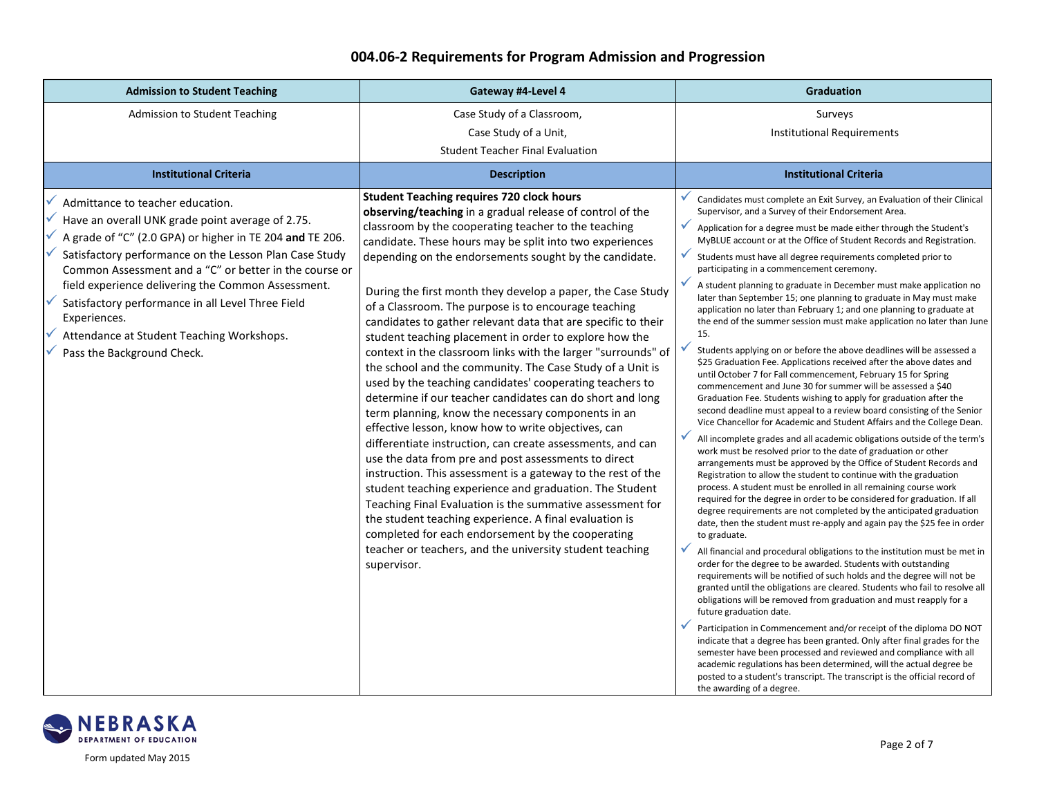## 004.06-2 Requirements for Program Admission and Progression

| Admission to Student Teaching | Gateway #4-Level 4 | Graduation |
|---|---|---|
| Admission to Student Teaching | Case Study of a Classroom,<br>Case Study of a Unit,<br>Student Teacher Final Evaluation | Surveys<br>Institutional Requirements |
| **Institutional Criteria** | **Description** | **Institutional Criteria** |
| ✓ Admittance to teacher education.<br>✓ Have an overall UNK grade point average of 2.75.<br>✓ A grade of "C" (2.0 GPA) or higher in TE 204 **and** TE 206.<br>✓ Satisfactory performance on the Lesson Plan Case Study Common Assessment and a "C" or better in the course or field experience delivering the Common Assessment.<br>✓ Satisfactory performance in all Level Three Field Experiences.<br>✓ Attendance at Student Teaching Workshops.<br>✓ Pass the Background Check. | **Student Teaching requires 720 clock hours observing/teaching** in a gradual release of control of the classroom by the cooperating teacher to the teaching candidate. These hours may be split into two experiences depending on the endorsements sought by the candidate.<br><br>During the first month they develop a paper, the Case Study of a Classroom. The purpose is to encourage teaching candidates to gather relevant data that are specific to their student teaching placement in order to explore how the context in the classroom links with the larger "surrounds" of the school and the community. The Case Study of a Unit is used by the teaching candidates' cooperating teachers to determine if our teacher candidates can do short and long term planning, know the necessary components in an effective lesson, know how to write objectives, can differentiate instruction, can create assessments, and can use the data from pre and post assessments to direct instruction. This assessment is a gateway to the rest of the student teaching experience and graduation. The Student Teaching Final Evaluation is the summative assessment for the student teaching experience. A final evaluation is completed for each endorsement by the cooperating teacher or teachers, and the university student teaching supervisor. | ✓ Candidates must complete an Exit Survey, an Evaluation of their Clinical Supervisor, and a Survey of their Endorsement Area.<br>✓ Application for a degree must be made either through the Student's MyBLUE account or at the Office of Student Records and Registration.<br>✓ Students must have all degree requirements completed prior to participating in a commencement ceremony.<br>✓ A student planning to graduate in December must make application no later than September 15; one planning to graduate in May must make application no later than February 1; and one planning to graduate at the end of the summer session must make application no later than June 15.<br>✓ Students applying on or before the above deadlines will be assessed a $25 Graduation Fee. Applications received after the above dates and until October 7 for Fall commencement, February 15 for Spring commencement and June 30 for summer will be assessed a $40 Graduation Fee. Students wishing to apply for graduation after the second deadline must appeal to a review board consisting of the Senior Vice Chancellor for Academic and Student Affairs and the College Dean.<br>✓ All incomplete grades and all academic obligations outside of the term's work must be resolved prior to the date of graduation or other arrangements must be approved by the Office of Student Records and Registration to allow the student to continue with the graduation process. A student must be enrolled in all remaining course work required for the degree in order to be considered for graduation. If all degree requirements are not completed by the anticipated graduation date, then the student must re-apply and again pay the $25 fee in order to graduate.<br>✓ All financial and procedural obligations to the institution must be met in order for the degree to be awarded. Students with outstanding requirements will be notified of such holds and the degree will not be granted until the obligations are cleared. Students who fail to resolve all obligations will be removed from graduation and must reapply for a future graduation date.<br>✓ Participation in Commencement and/or receipt of the diploma DO NOT indicate that a degree has been granted. Only after final grades for the semester have been processed and reviewed and compliance with all academic regulations has been determined, will the actual degree be posted to a student's transcript. The transcript is the official record of the awarding of a degree. |

NEBRASKA DEPARTMENT OF EDUCATION

Form updated May 2015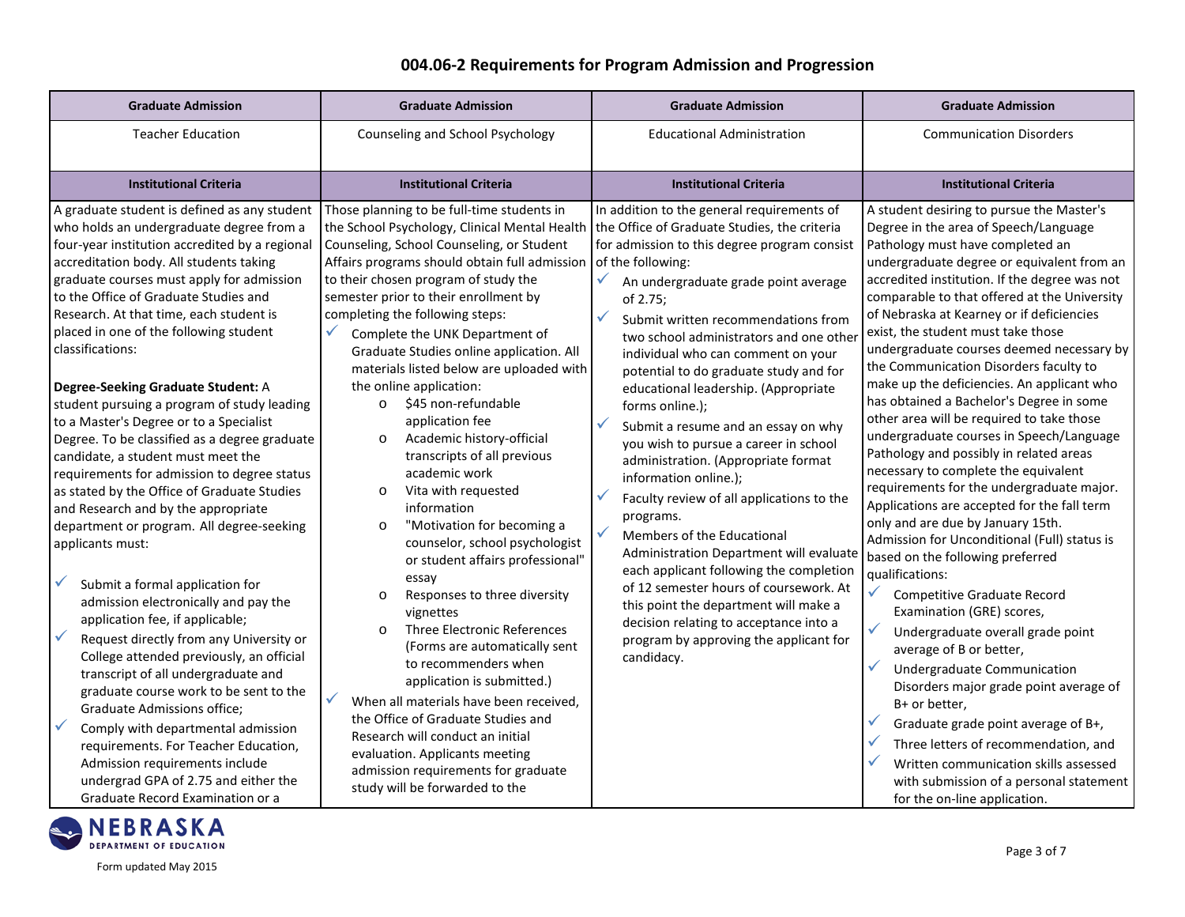# 004.06-2 Requirements for Program Admission and Progression

| Graduate Admission | Graduate Admission | Graduate Admission | Graduate Admission |
|---|---|---|---|
| Teacher Education | Counseling and School Psychology | Educational Administration | Communication Disorders |
| **Institutional Criteria** | **Institutional Criteria** | **Institutional Criteria** | **Institutional Criteria** |
| A graduate student is defined as any student who holds an undergraduate degree from a four-year institution accredited by a regional accreditation body. All students taking graduate courses must apply for admission to the Office of Graduate Studies and Research. At that time, each student is placed in one of the following student classifications:<br><br>**Degree-Seeking Graduate Student:** A student pursuing a program of study leading to a Master's Degree or to a Specialist Degree. To be classified as a degree graduate candidate, a student must meet the requirements for admission to degree status as stated by the Office of Graduate Studies and Research and by the appropriate department or program. All degree-seeking applicants must:<br><br>✓ Submit a formal application for admission electronically and pay the application fee, if applicable;<br>✓ Request directly from any University or College attended previously, an official transcript of all undergraduate and graduate course work to be sent to the Graduate Admissions office;<br>✓ Comply with departmental admission requirements. For Teacher Education, Admission requirements include undergrad GPA of 2.75 and either the Graduate Record Examination or a | Those planning to be full-time students in the School Psychology, Clinical Mental Health Counseling, School Counseling, or Student Affairs programs should obtain full admission to their chosen program of study the semester prior to their enrollment by completing the following steps:<br>✓ Complete the UNK Department of Graduate Studies online application. All materials listed below are uploaded with the online application:<br>o $45 non-refundable application fee<br>o Academic history-official transcripts of all previous academic work<br>o Vita with requested information<br>o "Motivation for becoming a counselor, school psychologist or student affairs professional" essay<br>o Responses to three diversity vignettes<br>o Three Electronic References (Forms are automatically sent to recommenders when application is submitted.)<br>✓ When all materials have been received, the Office of Graduate Studies and Research will conduct an initial evaluation. Applicants meeting admission requirements for graduate study will be forwarded to the | In addition to the general requirements of the Office of Graduate Studies, the criteria for admission to this degree program consist of the following:<br>✓ An undergraduate grade point average of 2.75;<br>✓ Submit written recommendations from two school administrators and one other individual who can comment on your potential to do graduate study and for educational leadership. (Appropriate forms online.);<br>✓ Submit a resume and an essay on why you wish to pursue a career in school administration. (Appropriate format information online.);<br>✓ Faculty review of all applications to the programs.<br>✓ Members of the Educational Administration Department will evaluate each applicant following the completion of 12 semester hours of coursework. At this point the department will make a decision relating to acceptance into a program by approving the applicant for candidacy. | A student desiring to pursue the Master's Degree in the area of Speech/Language Pathology must have completed an undergraduate degree or equivalent from an accredited institution. If the degree was not comparable to that offered at the University of Nebraska at Kearney or if deficiencies exist, the student must take those undergraduate courses deemed necessary by the Communication Disorders faculty to make up the deficiencies. An applicant who has obtained a Bachelor's Degree in some other area will be required to take those undergraduate courses in Speech/Language Pathology and possibly in related areas necessary to complete the equivalent requirements for the undergraduate major. Applications are accepted for the fall term only and are due by January 15th. Admission for Unconditional (Full) status is based on the following preferred qualifications:<br>✓ Competitive Graduate Record Examination (GRE) scores,<br>✓ Undergraduate overall grade point average of B or better,<br>✓ Undergraduate Communication Disorders major grade point average of B+ or better,<br>✓ Graduate grade point average of B+,<br>✓ Three letters of recommendation, and<br>✓ Written communication skills assessed with submission of a personal statement for the on-line application. |

Form updated May 2015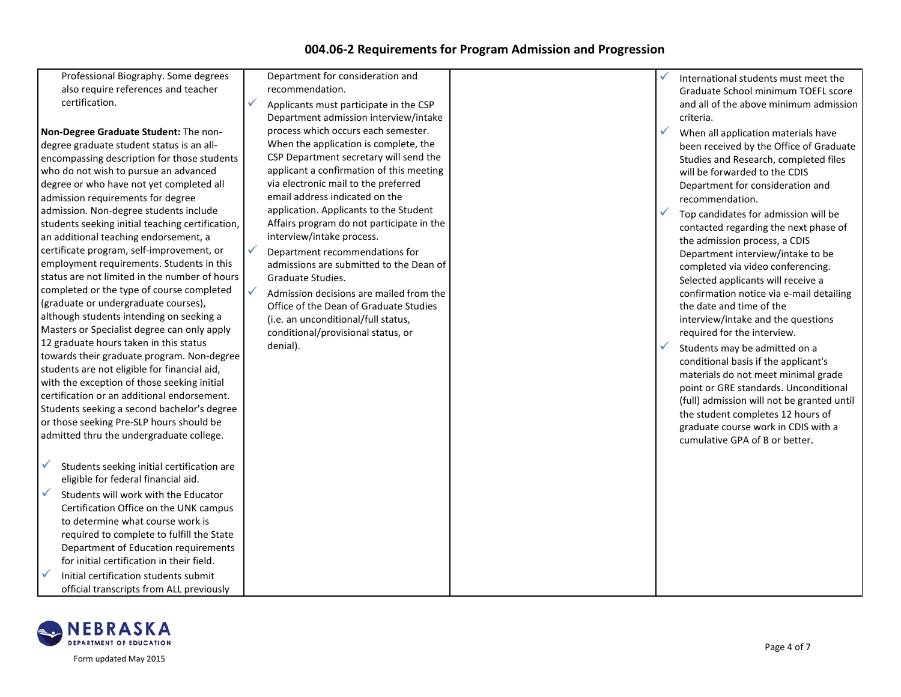## 004.06-2 Requirements for Program Admission and Progression

| | | | |
|---|---|---|---|
| Professional Biography. Some degrees also require references and teacher certification.<br><br>**Non-Degree Graduate Student:** The non-degree graduate student status is an all-encompassing description for those students who do not wish to pursue an advanced degree or who have not yet completed all admission requirements for degree admission. Non-degree students include students seeking initial teaching certification, an additional teaching endorsement, a certificate program, self-improvement, or employment requirements. Students in this status are not limited in the number of hours completed or the type of course completed (graduate or undergraduate courses), although students intending on seeking a Masters or Specialist degree can only apply 12 graduate hours taken in this status towards their graduate program. Non-degree students are not eligible for financial aid, with the exception of those seeking initial certification or an additional endorsement. Students seeking a second bachelor's degree or those seeking Pre-SLP hours should be admitted thru the undergraduate college.<br><br>✓ Students seeking initial certification are eligible for federal financial aid.<br>✓ Students will work with the Educator Certification Office on the UNK campus to determine what course work is required to complete to fulfill the State Department of Education requirements for initial certification in their field.<br>✓ Initial certification students submit official transcripts from ALL previously | Department for consideration and recommendation.<br>✓ Applicants must participate in the CSP Department admission interview/intake process which occurs each semester. When the application is complete, the CSP Department secretary will send the applicant a confirmation of this meeting via electronic mail to the preferred email address indicated on the application. Applicants to the Student Affairs program do not participate in the interview/intake process.<br>✓ Department recommendations for admissions are submitted to the Dean of Graduate Studies.<br>✓ Admission decisions are mailed from the Office of the Dean of Graduate Studies (i.e. an unconditional/full status, conditional/provisional status, or denial). | | ✓ International students must meet the Graduate School minimum TOEFL score and all of the above minimum admission criteria.<br>✓ When all application materials have been received by the Office of Graduate Studies and Research, completed files will be forwarded to the CDIS Department for consideration and recommendation.<br>✓ Top candidates for admission will be contacted regarding the next phase of the admission process, a CDIS Department interview/intake to be completed via video conferencing. Selected applicants will receive a confirmation notice via e-mail detailing the date and time of the interview/intake and the questions required for the interview.<br>✓ Students may be admitted on a conditional basis if the applicant's materials do not meet minimal grade point or GRE standards. Unconditional (full) admission will not be granted until the student completes 12 hours of graduate course work in CDIS with a cumulative GPA of B or better. |

NEBRASKA DEPARTMENT OF EDUCATION

Form updated May 2015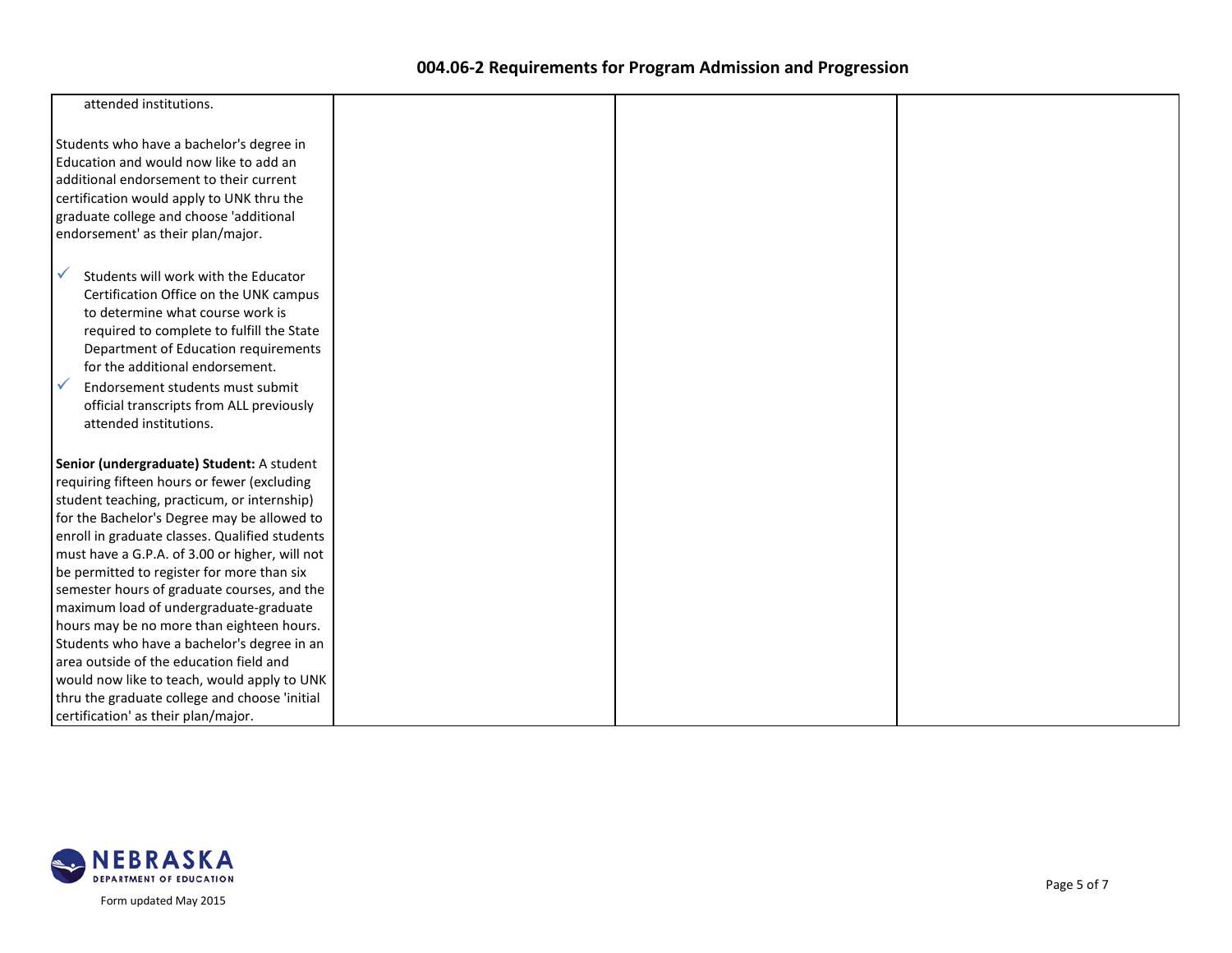## 004.06-2 Requirements for Program Admission and Progression

| | | | |
|---|---|---|---|
| attended institutions.<br><br>Students who have a bachelor's degree in Education and would now like to add an additional endorsement to their current certification would apply to UNK thru the graduate college and choose 'additional endorsement' as their plan/major.<br><br>✓ Students will work with the Educator Certification Office on the UNK campus to determine what course work is required to complete to fulfill the State Department of Education requirements for the additional endorsement.<br>✓ Endorsement students must submit official transcripts from ALL previously attended institutions.<br><br>**Senior (undergraduate) Student:** A student requiring fifteen hours or fewer (excluding student teaching, practicum, or internship) for the Bachelor's Degree may be allowed to enroll in graduate classes. Qualified students must have a G.P.A. of 3.00 or higher, will not be permitted to register for more than six semester hours of graduate courses, and the maximum load of undergraduate-graduate hours may be no more than eighteen hours. Students who have a bachelor's degree in an area outside of the education field and would now like to teach, would apply to UNK thru the graduate college and choose 'initial certification' as their plan/major. | | | |

NEBRASKA DEPARTMENT OF EDUCATION

Form updated May 2015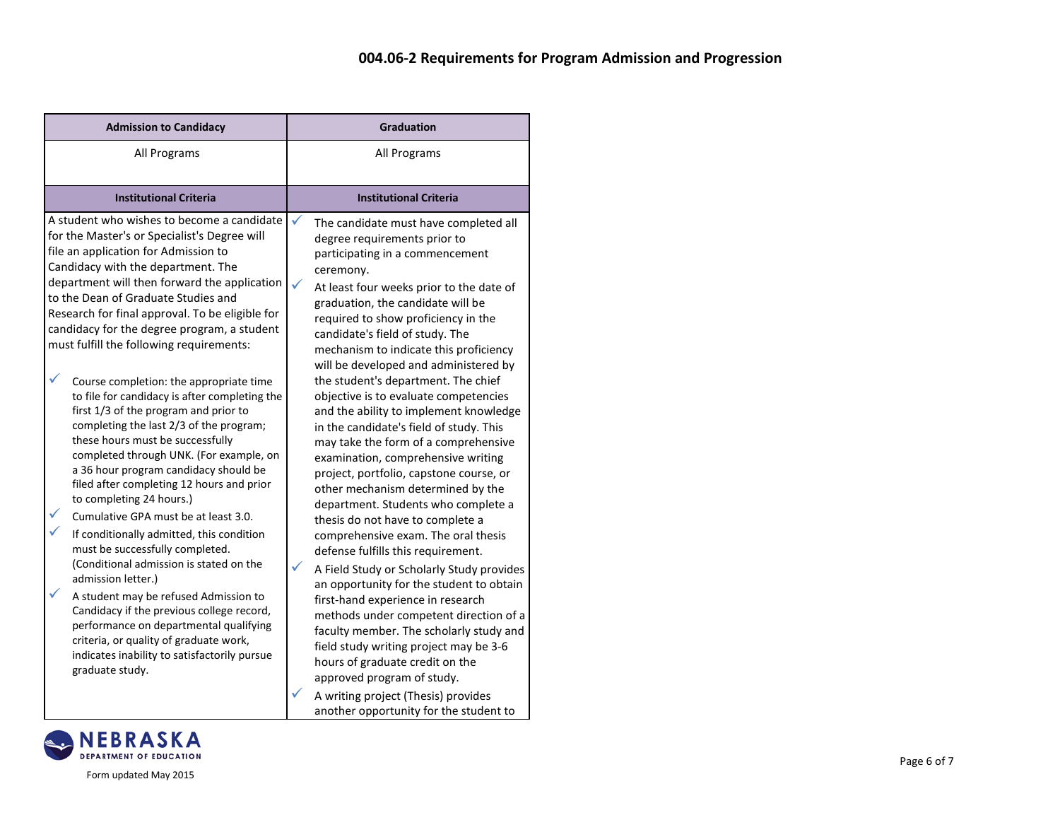## 004.06-2 Requirements for Program Admission and Progression

| Admission to Candidacy | Graduation |
|---|---|
| All Programs | All Programs |
| **Institutional Criteria** | **Institutional Criteria** |
| A student who wishes to become a candidate for the Master's or Specialist's Degree will file an application for Admission to Candidacy with the department. The department will then forward the application to the Dean of Graduate Studies and Research for final approval. To be eligible for candidacy for the degree program, a student must fulfill the following requirements:<br><br>✓ Course completion: the appropriate time to file for candidacy is after completing the first 1/3 of the program and prior to completing the last 2/3 of the program; these hours must be successfully completed through UNK. (For example, on a 36 hour program candidacy should be filed after completing 12 hours and prior to completing 24 hours.)<br>✓ Cumulative GPA must be at least 3.0.<br>✓ If conditionally admitted, this condition must be successfully completed. (Conditional admission is stated on the admission letter.)<br>✓ A student may be refused Admission to Candidacy if the previous college record, performance on departmental qualifying criteria, or quality of graduate work, indicates inability to satisfactorily pursue graduate study. | ✓ The candidate must have completed all degree requirements prior to participating in a commencement ceremony.<br>✓ At least four weeks prior to the date of graduation, the candidate will be required to show proficiency in the candidate's field of study. The mechanism to indicate this proficiency will be developed and administered by the student's department. The chief objective is to evaluate competencies and the ability to implement knowledge in the candidate's field of study. This may take the form of a comprehensive examination, comprehensive writing project, portfolio, capstone course, or other mechanism determined by the department. Students who complete a thesis do not have to complete a comprehensive exam. The oral thesis defense fulfills this requirement.<br>✓ A Field Study or Scholarly Study provides an opportunity for the student to obtain first-hand experience in research methods under competent direction of a faculty member. The scholarly study and field study writing project may be 3-6 hours of graduate credit on the approved program of study.<br>✓ A writing project (Thesis) provides another opportunity for the student to |

Form updated May 2015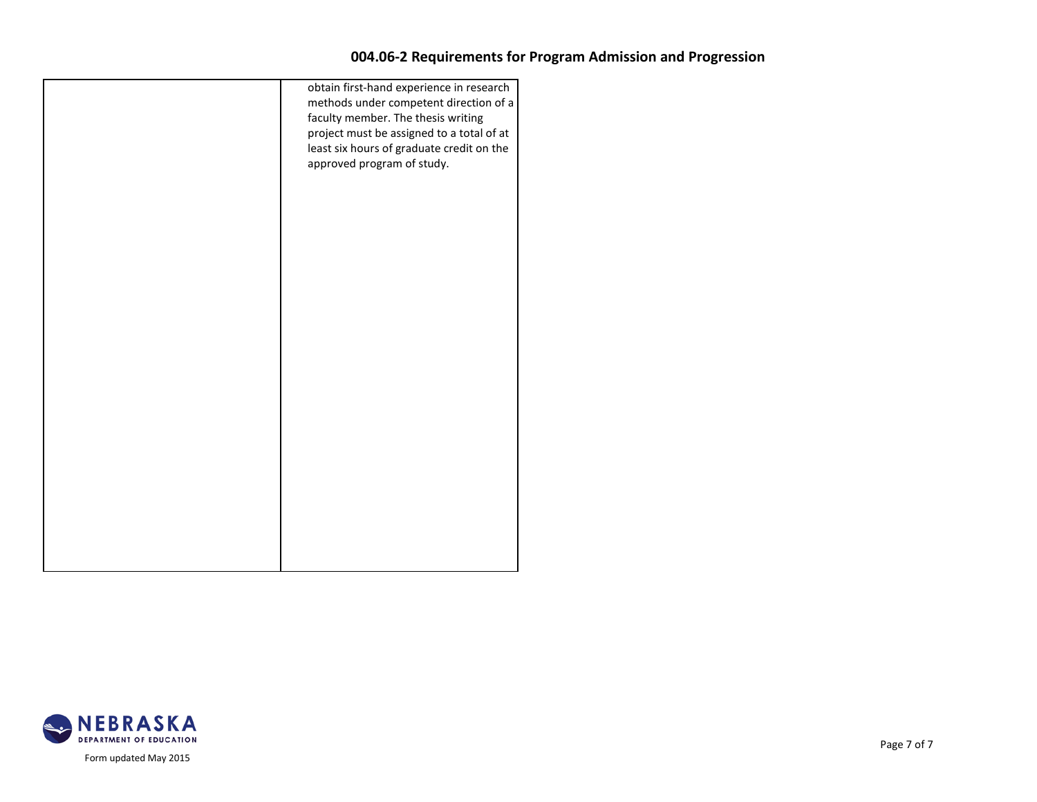## 004.06-2 Requirements for Program Admission and Progression

| | |
|---|---|
| | obtain first-hand experience in research methods under competent direction of a faculty member. The thesis writing project must be assigned to a total of at least six hours of graduate credit on the approved program of study. |

Form updated May 2015